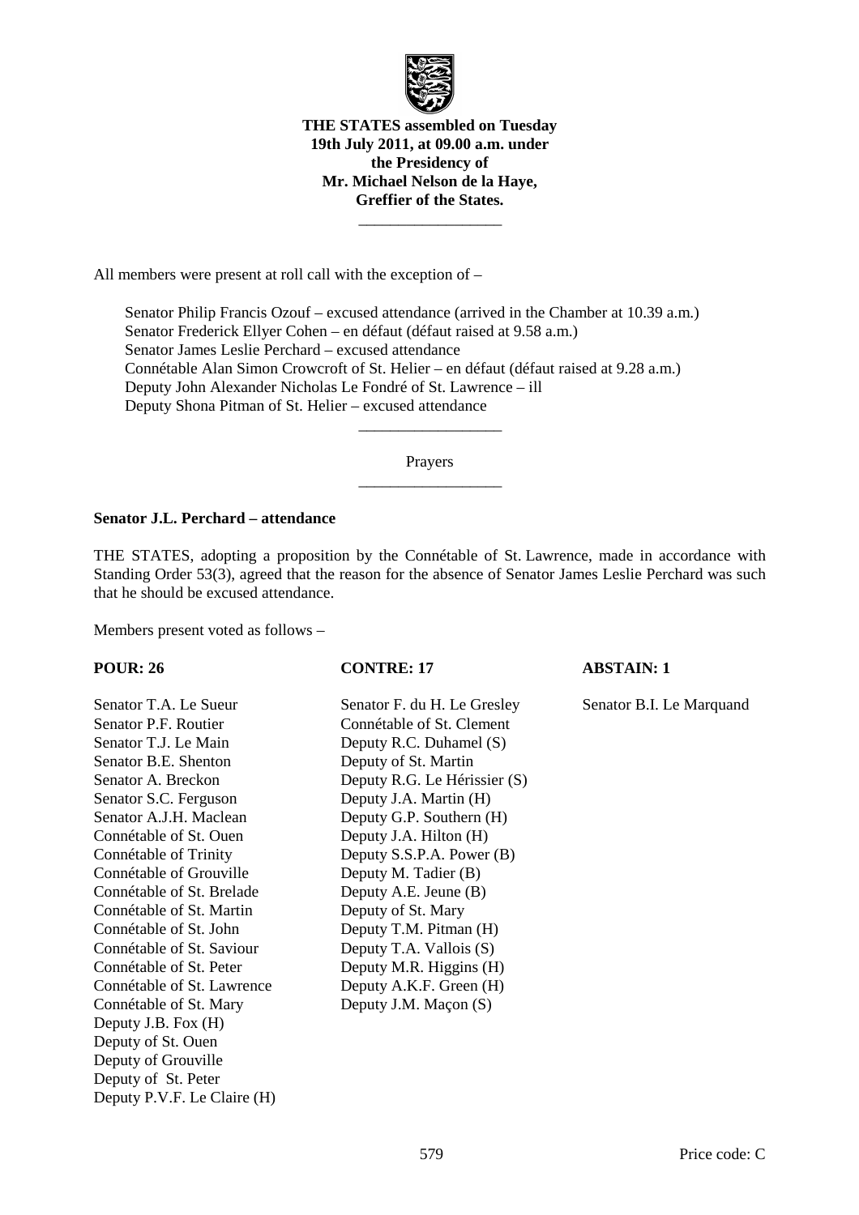**THE STATES assembled on Tuesday 19th July 2011, at 09.00 a.m. under the Presidency of Mr. Michael Nelson de la Haye, Greffier of the States.**

All members were present at roll call with the exception of –

Senator Philip Francis Ozouf – excused attendance (arrived in the Chamber at 10.39 a.m.)
Senator Frederick Ellyer Cohen – en défaut (défaut raised at 9.58 a.m.)
Senator James Leslie Perchard – excused attendance
Connétable Alan Simon Crowcroft of St. Helier – en défaut (défaut raised at 9.28 a.m.)
Deputy John Alexander Nicholas Le Fondré of St. Lawrence – ill
Deputy Shona Pitman of St. Helier – excused attendance

Prayers

**Senator J.L. Perchard – attendance**

THE STATES, adopting a proposition by the Connétable of St. Lawrence, made in accordance with Standing Order 53(3), agreed that the reason for the absence of Senator James Leslie Perchard was such that he should be excused attendance.

Members present voted as follows –

| POUR: 26 | CONTRE: 17 | ABSTAIN: 1 |
|---|---|---|
| Senator T.A. Le Sueur | Senator F. du H. Le Gresley | Senator B.I. Le Marquand |
| Senator P.F. Routier | Connétable of St. Clement | |
| Senator T.J. Le Main | Deputy R.C. Duhamel (S) | |
| Senator B.E. Shenton | Deputy of St. Martin | |
| Senator A. Breckon | Deputy R.G. Le Hérissier (S) | |
| Senator S.C. Ferguson | Deputy J.A. Martin (H) | |
| Senator A.J.H. Maclean | Deputy G.P. Southern (H) | |
| Connétable of St. Ouen | Deputy J.A. Hilton (H) | |
| Connétable of Trinity | Deputy S.S.P.A. Power (B) | |
| Connétable of Grouville | Deputy M. Tadier (B) | |
| Connétable of St. Brelade | Deputy A.E. Jeune (B) | |
| Connétable of St. Martin | Deputy of St. Mary | |
| Connétable of St. John | Deputy T.M. Pitman (H) | |
| Connétable of St. Saviour | Deputy T.A. Vallois (S) | |
| Connétable of St. Peter | Deputy M.R. Higgins (H) | |
| Connétable of St. Lawrence | Deputy A.K.F. Green (H) | |
| Connétable of St. Mary | Deputy J.M. Maçon (S) | |
| Deputy J.B. Fox (H) | | |
| Deputy of St. Ouen | | |
| Deputy of Grouville | | |
| Deputy of St. Peter | | |
| Deputy P.V.F. Le Claire (H) | | |

Price code: C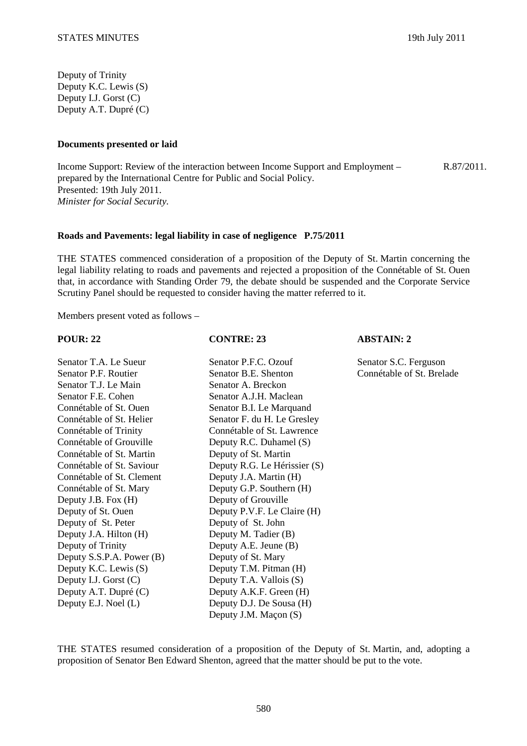Deputy of Trinity
Deputy K.C. Lewis (S)
Deputy I.J. Gorst (C)
Deputy A.T. Dupré (C)

**Documents presented or laid**

Income Support: Review of the interaction between Income Support and Employment – prepared by the International Centre for Public and Social Policy. R.87/2011.
Presented: 19th July 2011.
*Minister for Social Security.*

**Roads and Pavements: legal liability in case of negligence P.75/2011**

THE STATES commenced consideration of a proposition of the Deputy of St. Martin concerning the legal liability relating to roads and pavements and rejected a proposition of the Connétable of St. Ouen that, in accordance with Standing Order 79, the debate should be suspended and the Corporate Service Scrutiny Panel should be requested to consider having the matter referred to it.

Members present voted as follows –

| POUR: 22 | CONTRE: 23 | ABSTAIN: 2 |
|---|---|---|
| Senator T.A. Le Sueur | Senator P.F.C. Ozouf | Senator S.C. Ferguson |
| Senator P.F. Routier | Senator B.E. Shenton | Connétable of St. Brelade |
| Senator T.J. Le Main | Senator A. Breckon | |
| Senator F.E. Cohen | Senator A.J.H. Maclean | |
| Connétable of St. Ouen | Senator B.I. Le Marquand | |
| Connétable of St. Helier | Senator F. du H. Le Gresley | |
| Connétable of Trinity | Connétable of St. Lawrence | |
| Connétable of Grouville | Deputy R.C. Duhamel (S) | |
| Connétable of St. Martin | Deputy of St. Martin | |
| Connétable of St. Saviour | Deputy R.G. Le Hérissier (S) | |
| Connétable of St. Clement | Deputy J.A. Martin (H) | |
| Connétable of St. Mary | Deputy G.P. Southern (H) | |
| Deputy J.B. Fox (H) | Deputy of Grouville | |
| Deputy of St. Ouen | Deputy P.V.F. Le Claire (H) | |
| Deputy of St. Peter | Deputy of St. John | |
| Deputy J.A. Hilton (H) | Deputy M. Tadier (B) | |
| Deputy of Trinity | Deputy A.E. Jeune (B) | |
| Deputy S.S.P.A. Power (B) | Deputy of St. Mary | |
| Deputy K.C. Lewis (S) | Deputy T.M. Pitman (H) | |
| Deputy I.J. Gorst (C) | Deputy T.A. Vallois (S) | |
| Deputy A.T. Dupré (C) | Deputy A.K.F. Green (H) | |
| Deputy E.J. Noel (L) | Deputy D.J. De Sousa (H) | |
| | Deputy J.M. Maçon (S) | |

THE STATES resumed consideration of a proposition of the Deputy of St. Martin, and, adopting a proposition of Senator Ben Edward Shenton, agreed that the matter should be put to the vote.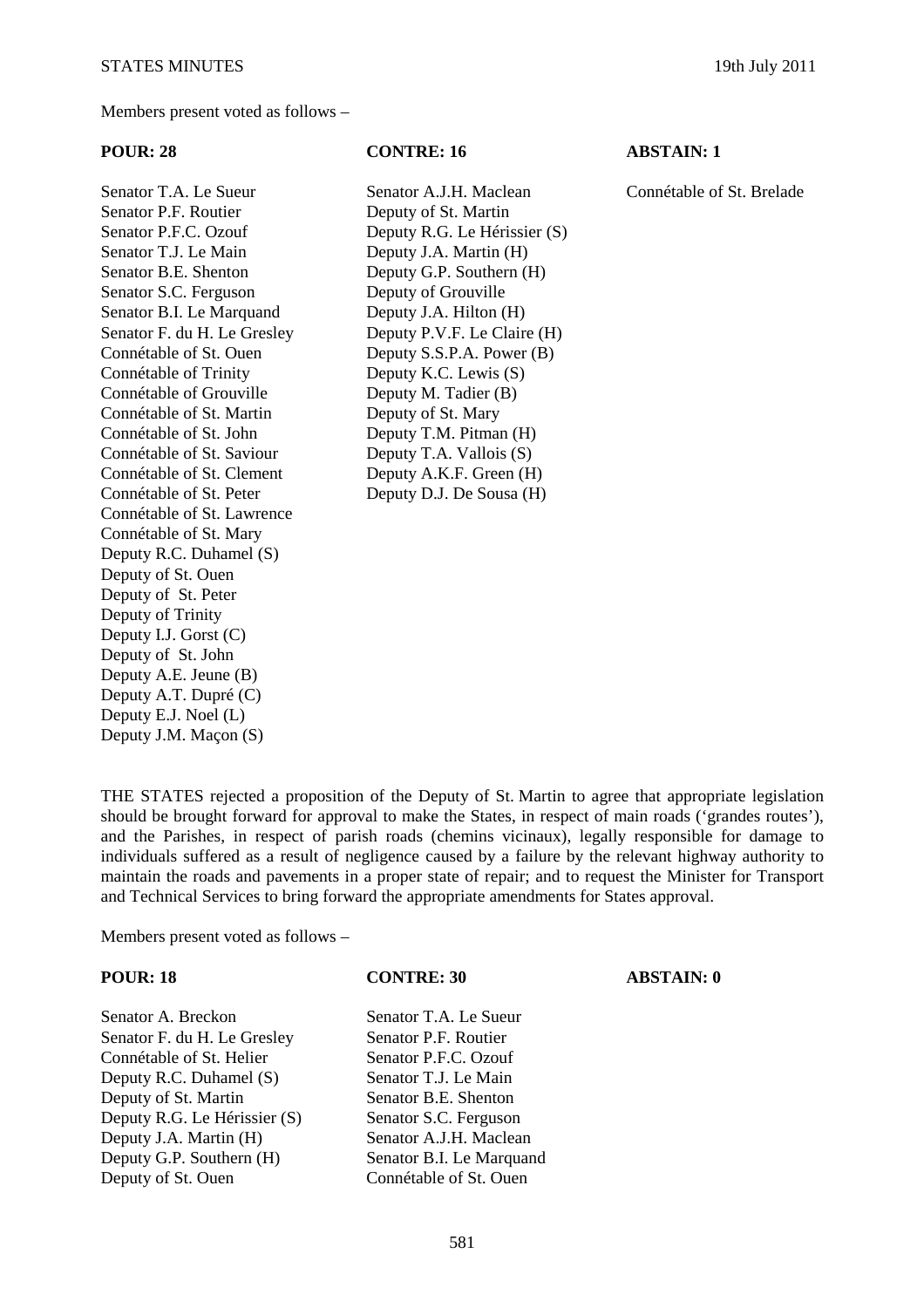Members present voted as follows –

| POUR: 28 | CONTRE: 16 | ABSTAIN: 1 |
|---|---|---|
| Senator T.A. Le Sueur | Senator A.J.H. Maclean | Connétable of St. Brelade |
| Senator P.F. Routier | Deputy of St. Martin | |
| Senator P.F.C. Ozouf | Deputy R.G. Le Hérissier (S) | |
| Senator T.J. Le Main | Deputy J.A. Martin (H) | |
| Senator B.E. Shenton | Deputy G.P. Southern (H) | |
| Senator S.C. Ferguson | Deputy of Grouville | |
| Senator B.I. Le Marquand | Deputy J.A. Hilton (H) | |
| Senator F. du H. Le Gresley | Deputy P.V.F. Le Claire (H) | |
| Connétable of St. Ouen | Deputy S.S.P.A. Power (B) | |
| Connétable of Trinity | Deputy K.C. Lewis (S) | |
| Connétable of Grouville | Deputy M. Tadier (B) | |
| Connétable of St. Martin | Deputy of St. Mary | |
| Connétable of St. John | Deputy T.M. Pitman (H) | |
| Connétable of St. Saviour | Deputy T.A. Vallois (S) | |
| Connétable of St. Clement | Deputy A.K.F. Green (H) | |
| Connétable of St. Peter | Deputy D.J. De Sousa (H) | |
| Connétable of St. Lawrence | | |
| Connétable of St. Mary | | |
| Deputy R.C. Duhamel (S) | | |
| Deputy of St. Ouen | | |
| Deputy of St. Peter | | |
| Deputy of Trinity | | |
| Deputy I.J. Gorst (C) | | |
| Deputy of St. John | | |
| Deputy A.E. Jeune (B) | | |
| Deputy A.T. Dupré (C) | | |
| Deputy E.J. Noel (L) | | |
| Deputy J.M. Maçon (S) | | |

THE STATES rejected a proposition of the Deputy of St. Martin to agree that appropriate legislation should be brought forward for approval to make the States, in respect of main roads ('grandes routes'), and the Parishes, in respect of parish roads (chemins vicinaux), legally responsible for damage to individuals suffered as a result of negligence caused by a failure by the relevant highway authority to maintain the roads and pavements in a proper state of repair; and to request the Minister for Transport and Technical Services to bring forward the appropriate amendments for States approval.

Members present voted as follows –

| POUR: 18 | CONTRE: 30 | ABSTAIN: 0 |
|---|---|---|
| Senator A. Breckon | Senator T.A. Le Sueur | |
| Senator F. du H. Le Gresley | Senator P.F. Routier | |
| Connétable of St. Helier | Senator P.F.C. Ozouf | |
| Deputy R.C. Duhamel (S) | Senator T.J. Le Main | |
| Deputy of St. Martin | Senator B.E. Shenton | |
| Deputy R.G. Le Hérissier (S) | Senator S.C. Ferguson | |
| Deputy J.A. Martin (H) | Senator A.J.H. Maclean | |
| Deputy G.P. Southern (H) | Senator B.I. Le Marquand | |
| Deputy of St. Ouen | Connétable of St. Ouen | |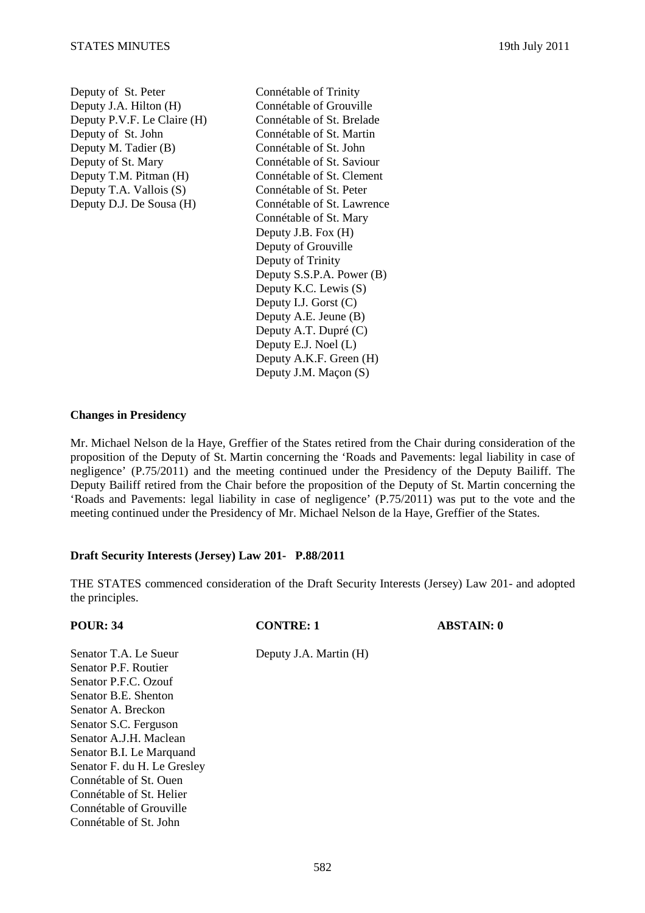| | |
|---|---|
| Deputy of St. Peter | Connétable of Trinity |
| Deputy J.A. Hilton (H) | Connétable of Grouville |
| Deputy P.V.F. Le Claire (H) | Connétable of St. Brelade |
| Deputy of St. John | Connétable of St. Martin |
| Deputy M. Tadier (B) | Connétable of St. John |
| Deputy of St. Mary | Connétable of St. Saviour |
| Deputy T.M. Pitman (H) | Connétable of St. Clement |
| Deputy T.A. Vallois (S) | Connétable of St. Peter |
| Deputy D.J. De Sousa (H) | Connétable of St. Lawrence |
| | Connétable of St. Mary |
| | Deputy J.B. Fox (H) |
| | Deputy of Grouville |
| | Deputy of Trinity |
| | Deputy S.S.P.A. Power (B) |
| | Deputy K.C. Lewis (S) |
| | Deputy I.J. Gorst (C) |
| | Deputy A.E. Jeune (B) |
| | Deputy A.T. Dupré (C) |
| | Deputy E.J. Noel (L) |
| | Deputy A.K.F. Green (H) |
| | Deputy J.M. Maçon (S) |

**Changes in Presidency**

Mr. Michael Nelson de la Haye, Greffier of the States retired from the Chair during consideration of the proposition of the Deputy of St. Martin concerning the 'Roads and Pavements: legal liability in case of negligence' (P.75/2011) and the meeting continued under the Presidency of the Deputy Bailiff. The Deputy Bailiff retired from the Chair before the proposition of the Deputy of St. Martin concerning the 'Roads and Pavements: legal liability in case of negligence' (P.75/2011) was put to the vote and the meeting continued under the Presidency of Mr. Michael Nelson de la Haye, Greffier of the States.

**Draft Security Interests (Jersey) Law 201- P.88/2011**

THE STATES commenced consideration of the Draft Security Interests (Jersey) Law 201- and adopted the principles.

| **POUR: 34** | **CONTRE: 1** | **ABSTAIN: 0** |
|---|---|---|
| Senator T.A. Le Sueur | Deputy J.A. Martin (H) | |
| Senator P.F. Routier | | |
| Senator P.F.C. Ozouf | | |
| Senator B.E. Shenton | | |
| Senator A. Breckon | | |
| Senator S.C. Ferguson | | |
| Senator A.J.H. Maclean | | |
| Senator B.I. Le Marquand | | |
| Senator F. du H. Le Gresley | | |
| Connétable of St. Ouen | | |
| Connétable of St. Helier | | |
| Connétable of Grouville | | |
| Connétable of St. John | | |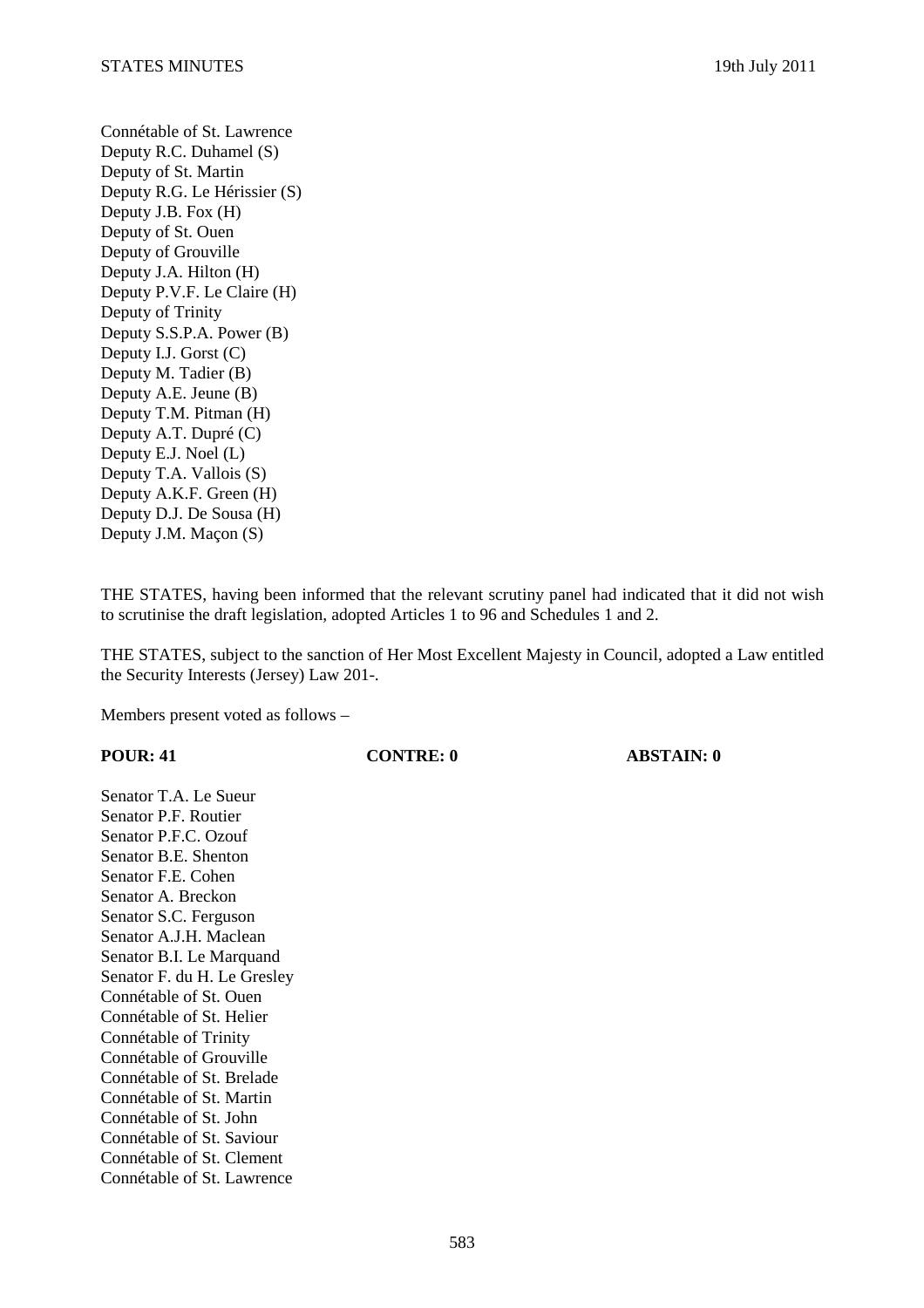Connétable of St. Lawrence
Deputy R.C. Duhamel (S)
Deputy of St. Martin
Deputy R.G. Le Hérissier (S)
Deputy J.B. Fox (H)
Deputy of St. Ouen
Deputy of Grouville
Deputy J.A. Hilton (H)
Deputy P.V.F. Le Claire (H)
Deputy of Trinity
Deputy S.S.P.A. Power (B)
Deputy I.J. Gorst (C)
Deputy M. Tadier (B)
Deputy A.E. Jeune (B)
Deputy T.M. Pitman (H)
Deputy A.T. Dupré (C)
Deputy E.J. Noel (L)
Deputy T.A. Vallois (S)
Deputy A.K.F. Green (H)
Deputy D.J. De Sousa (H)
Deputy J.M. Maçon (S)

THE STATES, having been informed that the relevant scrutiny panel had indicated that it did not wish to scrutinise the draft legislation, adopted Articles 1 to 96 and Schedules 1 and 2.

THE STATES, subject to the sanction of Her Most Excellent Majesty in Council, adopted a Law entitled the Security Interests (Jersey) Law 201-.

Members present voted as follows –

| **POUR: 41** | **CONTRE: 0** | **ABSTAIN: 0** |
|---|---|---|

Senator T.A. Le Sueur
Senator P.F. Routier
Senator P.F.C. Ozouf
Senator B.E. Shenton
Senator F.E. Cohen
Senator A. Breckon
Senator S.C. Ferguson
Senator A.J.H. Maclean
Senator B.I. Le Marquand
Senator F. du H. Le Gresley
Connétable of St. Ouen
Connétable of St. Helier
Connétable of Trinity
Connétable of Grouville
Connétable of St. Brelade
Connétable of St. Martin
Connétable of St. John
Connétable of St. Saviour
Connétable of St. Clement
Connétable of St. Lawrence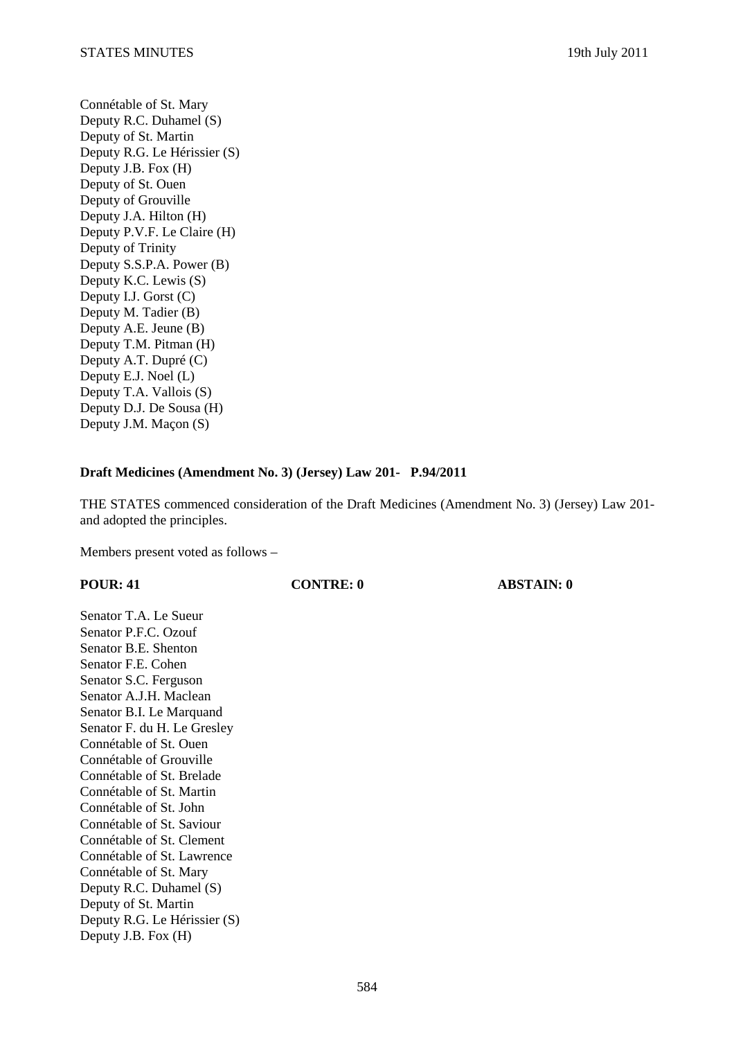Connétable of St. Mary
Deputy R.C. Duhamel (S)
Deputy of St. Martin
Deputy R.G. Le Hérissier (S)
Deputy J.B. Fox (H)
Deputy of St. Ouen
Deputy of Grouville
Deputy J.A. Hilton (H)
Deputy P.V.F. Le Claire (H)
Deputy of Trinity
Deputy S.S.P.A. Power (B)
Deputy K.C. Lewis (S)
Deputy I.J. Gorst (C)
Deputy M. Tadier (B)
Deputy A.E. Jeune (B)
Deputy T.M. Pitman (H)
Deputy A.T. Dupré (C)
Deputy E.J. Noel (L)
Deputy T.A. Vallois (S)
Deputy D.J. De Sousa (H)
Deputy J.M. Maçon (S)

**Draft Medicines (Amendment No. 3) (Jersey) Law 201- P.94/2011**

THE STATES commenced consideration of the Draft Medicines (Amendment No. 3) (Jersey) Law 201- and adopted the principles.

Members present voted as follows –

| POUR: 41 | CONTRE: 0 | ABSTAIN: 0 |
|---|---|---|

Senator T.A. Le Sueur
Senator P.F.C. Ozouf
Senator B.E. Shenton
Senator F.E. Cohen
Senator S.C. Ferguson
Senator A.J.H. Maclean
Senator B.I. Le Marquand
Senator F. du H. Le Gresley
Connétable of St. Ouen
Connétable of Grouville
Connétable of St. Brelade
Connétable of St. Martin
Connétable of St. John
Connétable of St. Saviour
Connétable of St. Clement
Connétable of St. Lawrence
Connétable of St. Mary
Deputy R.C. Duhamel (S)
Deputy of St. Martin
Deputy R.G. Le Hérissier (S)
Deputy J.B. Fox (H)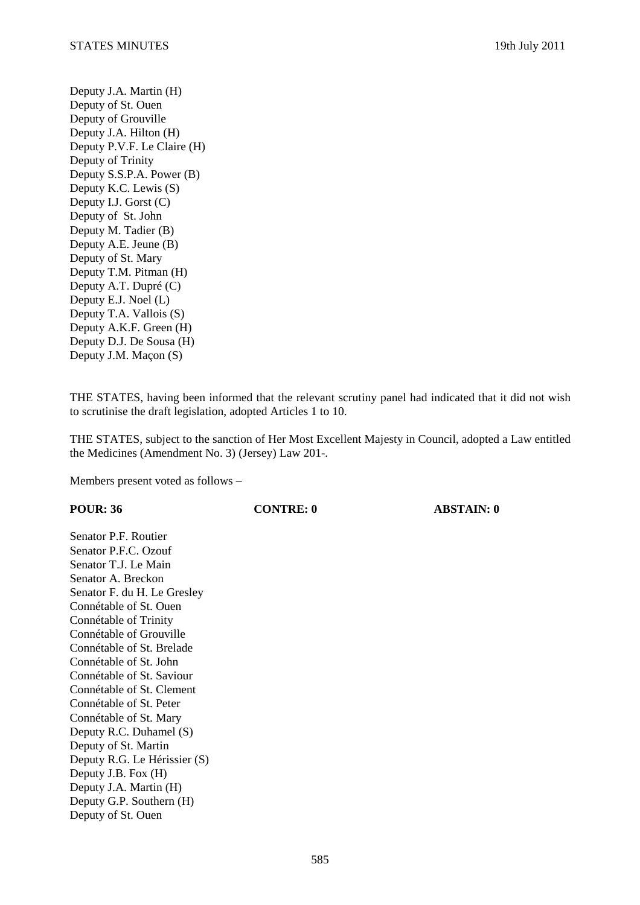Deputy J.A. Martin (H)
Deputy of St. Ouen
Deputy of Grouville
Deputy J.A. Hilton (H)
Deputy P.V.F. Le Claire (H)
Deputy of Trinity
Deputy S.S.P.A. Power (B)
Deputy K.C. Lewis (S)
Deputy I.J. Gorst (C)
Deputy of St. John
Deputy M. Tadier (B)
Deputy A.E. Jeune (B)
Deputy of St. Mary
Deputy T.M. Pitman (H)
Deputy A.T. Dupré (C)
Deputy E.J. Noel (L)
Deputy T.A. Vallois (S)
Deputy A.K.F. Green (H)
Deputy D.J. De Sousa (H)
Deputy J.M. Maçon (S)

THE STATES, having been informed that the relevant scrutiny panel had indicated that it did not wish to scrutinise the draft legislation, adopted Articles 1 to 10.

THE STATES, subject to the sanction of Her Most Excellent Majesty in Council, adopted a Law entitled the Medicines (Amendment No. 3) (Jersey) Law 201-.

Members present voted as follows –

| **POUR: 36** | **CONTRE: 0** | **ABSTAIN: 0** |
|---|---|---|

Senator P.F. Routier
Senator P.F.C. Ozouf
Senator T.J. Le Main
Senator A. Breckon
Senator F. du H. Le Gresley
Connétable of St. Ouen
Connétable of Trinity
Connétable of Grouville
Connétable of St. Brelade
Connétable of St. John
Connétable of St. Saviour
Connétable of St. Clement
Connétable of St. Peter
Connétable of St. Mary
Deputy R.C. Duhamel (S)
Deputy of St. Martin
Deputy R.G. Le Hérissier (S)
Deputy J.B. Fox (H)
Deputy J.A. Martin (H)
Deputy G.P. Southern (H)
Deputy of St. Ouen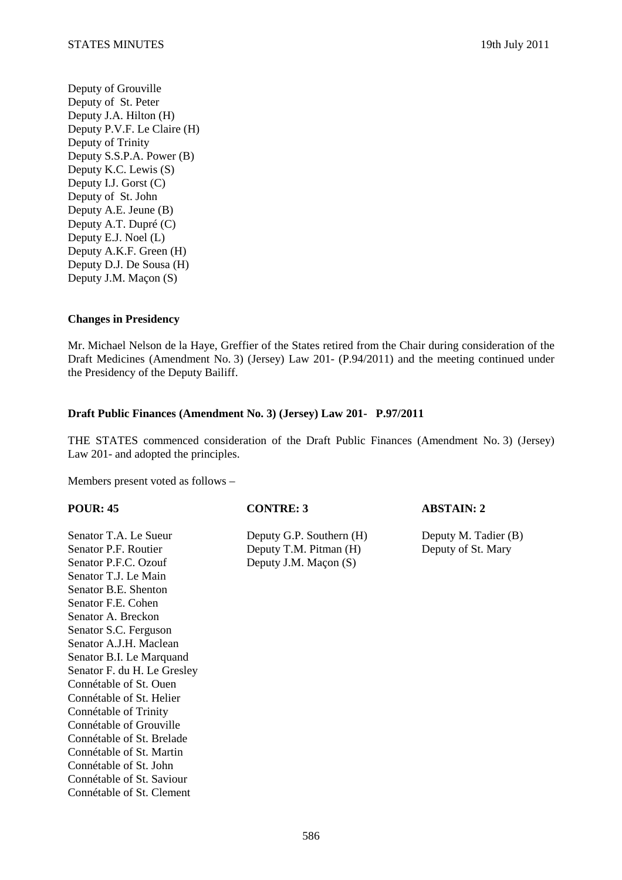Deputy of Grouville
Deputy of St. Peter
Deputy J.A. Hilton (H)
Deputy P.V.F. Le Claire (H)
Deputy of Trinity
Deputy S.S.P.A. Power (B)
Deputy K.C. Lewis (S)
Deputy I.J. Gorst (C)
Deputy of St. John
Deputy A.E. Jeune (B)
Deputy A.T. Dupré (C)
Deputy E.J. Noel (L)
Deputy A.K.F. Green (H)
Deputy D.J. De Sousa (H)
Deputy J.M. Maçon (S)

**Changes in Presidency**

Mr. Michael Nelson de la Haye, Greffier of the States retired from the Chair during consideration of the Draft Medicines (Amendment No. 3) (Jersey) Law 201- (P.94/2011) and the meeting continued under the Presidency of the Deputy Bailiff.

**Draft Public Finances (Amendment No. 3) (Jersey) Law 201- P.97/2011**

THE STATES commenced consideration of the Draft Public Finances (Amendment No. 3) (Jersey) Law 201- and adopted the principles.

Members present voted as follows –

| **POUR: 45** | **CONTRE: 3** | **ABSTAIN: 2** |
|---|---|---|
| Senator T.A. Le Sueur | Deputy G.P. Southern (H) | Deputy M. Tadier (B) |
| Senator P.F. Routier | Deputy T.M. Pitman (H) | Deputy of St. Mary |
| Senator P.F.C. Ozouf | Deputy J.M. Maçon (S) | |
| Senator T.J. Le Main | | |
| Senator B.E. Shenton | | |
| Senator F.E. Cohen | | |
| Senator A. Breckon | | |
| Senator S.C. Ferguson | | |
| Senator A.J.H. Maclean | | |
| Senator B.I. Le Marquand | | |
| Senator F. du H. Le Gresley | | |
| Connétable of St. Ouen | | |
| Connétable of St. Helier | | |
| Connétable of Trinity | | |
| Connétable of Grouville | | |
| Connétable of St. Brelade | | |
| Connétable of St. Martin | | |
| Connétable of St. John | | |
| Connétable of St. Saviour | | |
| Connétable of St. Clement | | |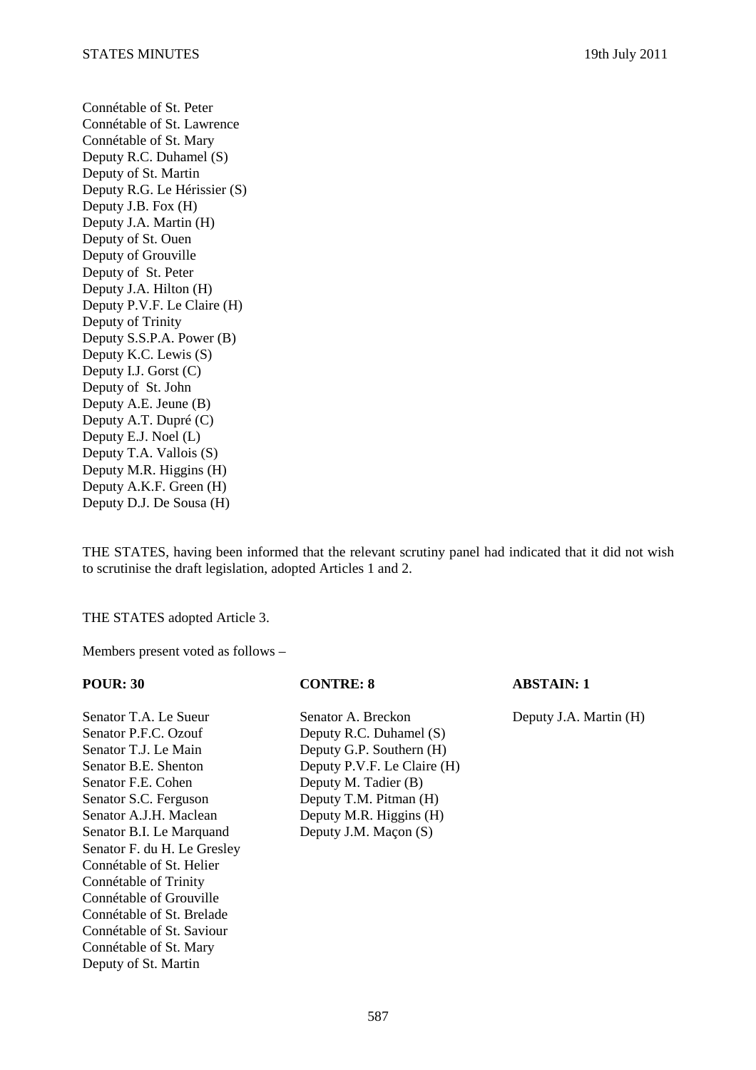Connétable of St. Peter
Connétable of St. Lawrence
Connétable of St. Mary
Deputy R.C. Duhamel (S)
Deputy of St. Martin
Deputy R.G. Le Hérissier (S)
Deputy J.B. Fox (H)
Deputy J.A. Martin (H)
Deputy of St. Ouen
Deputy of Grouville
Deputy of St. Peter
Deputy J.A. Hilton (H)
Deputy P.V.F. Le Claire (H)
Deputy of Trinity
Deputy S.S.P.A. Power (B)
Deputy K.C. Lewis (S)
Deputy I.J. Gorst (C)
Deputy of St. John
Deputy A.E. Jeune (B)
Deputy A.T. Dupré (C)
Deputy E.J. Noel (L)
Deputy T.A. Vallois (S)
Deputy M.R. Higgins (H)
Deputy A.K.F. Green (H)
Deputy D.J. De Sousa (H)

THE STATES, having been informed that the relevant scrutiny panel had indicated that it did not wish to scrutinise the draft legislation, adopted Articles 1 and 2.

THE STATES adopted Article 3.

Members present voted as follows –

| **POUR: 30** | **CONTRE: 8** | **ABSTAIN: 1** |
|---|---|---|
| Senator T.A. Le Sueur | Senator A. Breckon | Deputy J.A. Martin (H) |
| Senator P.F.C. Ozouf | Deputy R.C. Duhamel (S) | |
| Senator T.J. Le Main | Deputy G.P. Southern (H) | |
| Senator B.E. Shenton | Deputy P.V.F. Le Claire (H) | |
| Senator F.E. Cohen | Deputy M. Tadier (B) | |
| Senator S.C. Ferguson | Deputy T.M. Pitman (H) | |
| Senator A.J.H. Maclean | Deputy M.R. Higgins (H) | |
| Senator B.I. Le Marquand | Deputy J.M. Maçon (S) | |
| Senator F. du H. Le Gresley | | |
| Connétable of St. Helier | | |
| Connétable of Trinity | | |
| Connétable of Grouville | | |
| Connétable of St. Brelade | | |
| Connétable of St. Saviour | | |
| Connétable of St. Mary | | |
| Deputy of St. Martin | | |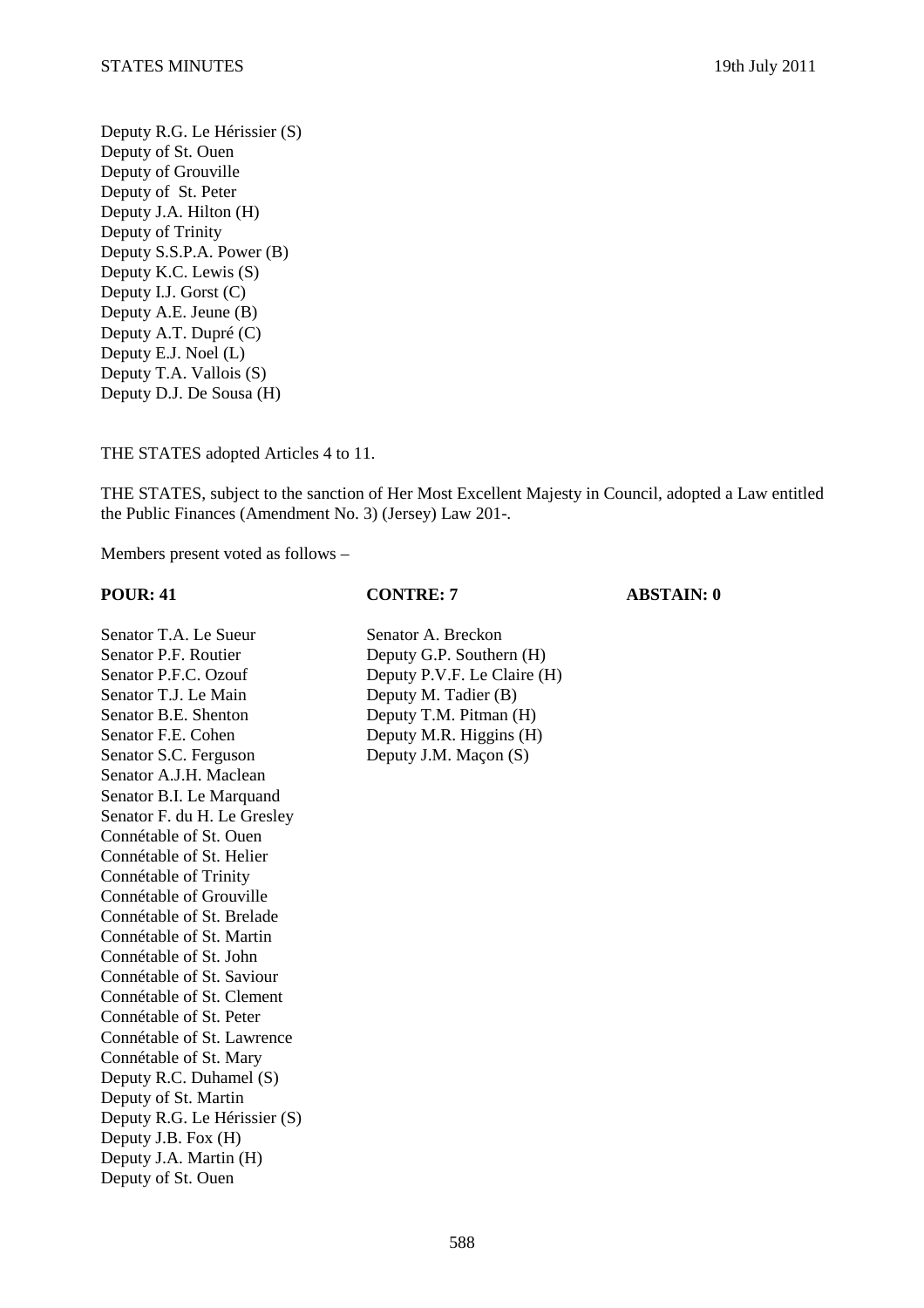Deputy R.G. Le Hérissier (S)
Deputy of St. Ouen
Deputy of Grouville
Deputy of St. Peter
Deputy J.A. Hilton (H)
Deputy of Trinity
Deputy S.S.P.A. Power (B)
Deputy K.C. Lewis (S)
Deputy I.J. Gorst (C)
Deputy A.E. Jeune (B)
Deputy A.T. Dupré (C)
Deputy E.J. Noel (L)
Deputy T.A. Vallois (S)
Deputy D.J. De Sousa (H)

THE STATES adopted Articles 4 to 11.

THE STATES, subject to the sanction of Her Most Excellent Majesty in Council, adopted a Law entitled the Public Finances (Amendment No. 3) (Jersey) Law 201-.

Members present voted as follows –

| **POUR: 41** | **CONTRE: 7** | **ABSTAIN: 0** |
|---|---|---|
| Senator T.A. Le Sueur | Senator A. Breckon | |
| Senator P.F. Routier | Deputy G.P. Southern (H) | |
| Senator P.F.C. Ozouf | Deputy P.V.F. Le Claire (H) | |
| Senator T.J. Le Main | Deputy M. Tadier (B) | |
| Senator B.E. Shenton | Deputy T.M. Pitman (H) | |
| Senator F.E. Cohen | Deputy M.R. Higgins (H) | |
| Senator S.C. Ferguson | Deputy J.M. Maçon (S) | |
| Senator A.J.H. Maclean | | |
| Senator B.I. Le Marquand | | |
| Senator F. du H. Le Gresley | | |
| Connétable of St. Ouen | | |
| Connétable of St. Helier | | |
| Connétable of Trinity | | |
| Connétable of Grouville | | |
| Connétable of St. Brelade | | |
| Connétable of St. Martin | | |
| Connétable of St. John | | |
| Connétable of St. Saviour | | |
| Connétable of St. Clement | | |
| Connétable of St. Peter | | |
| Connétable of St. Lawrence | | |
| Connétable of St. Mary | | |
| Deputy R.C. Duhamel (S) | | |
| Deputy of St. Martin | | |
| Deputy R.G. Le Hérissier (S) | | |
| Deputy J.B. Fox (H) | | |
| Deputy J.A. Martin (H) | | |
| Deputy of St. Ouen | | |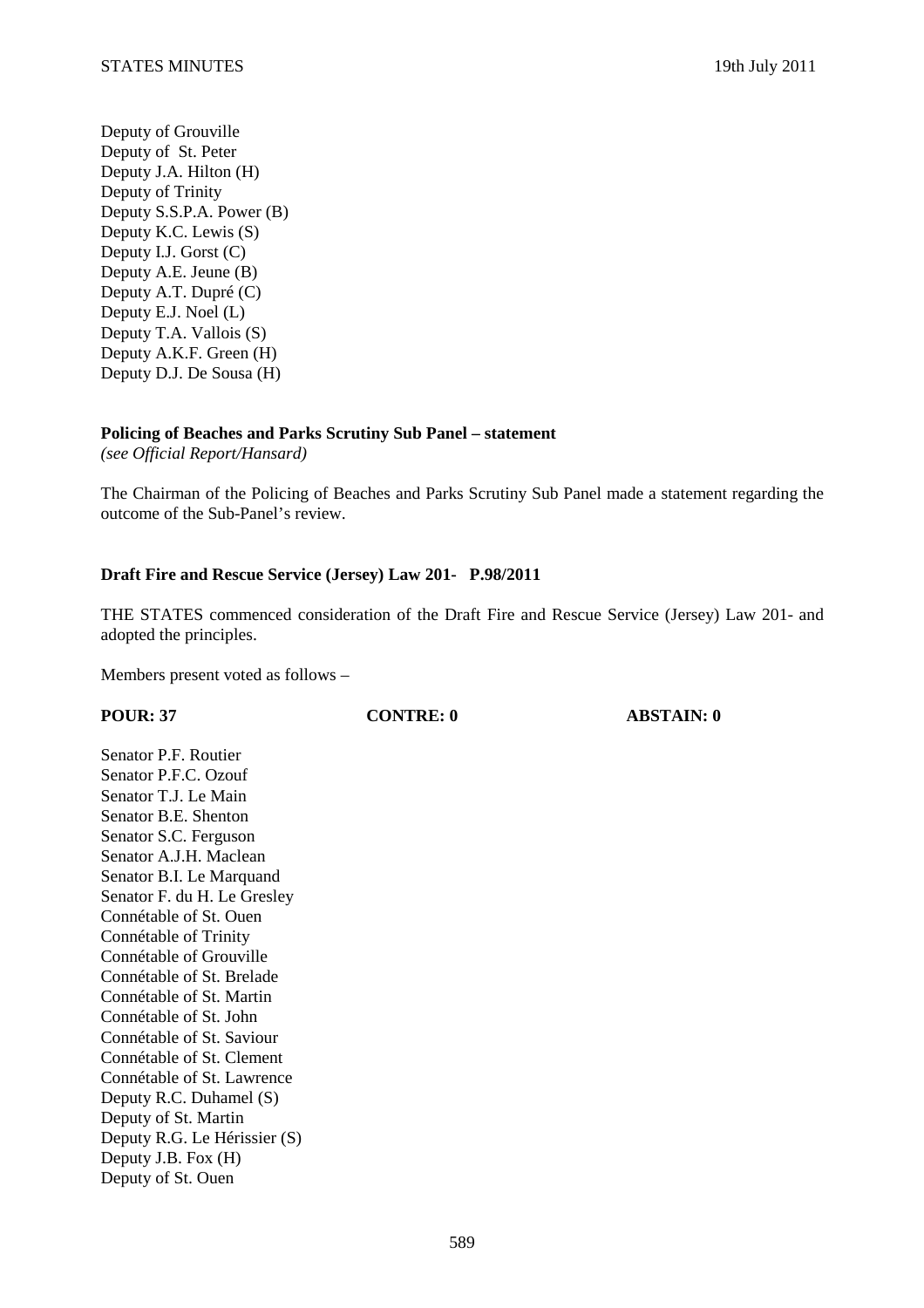Deputy of Grouville
Deputy of St. Peter
Deputy J.A. Hilton (H)
Deputy of Trinity
Deputy S.S.P.A. Power (B)
Deputy K.C. Lewis (S)
Deputy I.J. Gorst (C)
Deputy A.E. Jeune (B)
Deputy A.T. Dupré (C)
Deputy E.J. Noel (L)
Deputy T.A. Vallois (S)
Deputy A.K.F. Green (H)
Deputy D.J. De Sousa (H)

**Policing of Beaches and Parks Scrutiny Sub Panel – statement**
*(see Official Report/Hansard)*

The Chairman of the Policing of Beaches and Parks Scrutiny Sub Panel made a statement regarding the outcome of the Sub-Panel's review.

**Draft Fire and Rescue Service (Jersey) Law 201- P.98/2011**

THE STATES commenced consideration of the Draft Fire and Rescue Service (Jersey) Law 201- and adopted the principles.

Members present voted as follows –

**POUR: 37** **CONTRE: 0** **ABSTAIN: 0**

Senator P.F. Routier
Senator P.F.C. Ozouf
Senator T.J. Le Main
Senator B.E. Shenton
Senator S.C. Ferguson
Senator A.J.H. Maclean
Senator B.I. Le Marquand
Senator F. du H. Le Gresley
Connétable of St. Ouen
Connétable of Trinity
Connétable of Grouville
Connétable of St. Brelade
Connétable of St. Martin
Connétable of St. John
Connétable of St. Saviour
Connétable of St. Clement
Connétable of St. Lawrence
Deputy R.C. Duhamel (S)
Deputy of St. Martin
Deputy R.G. Le Hérissier (S)
Deputy J.B. Fox (H)
Deputy of St. Ouen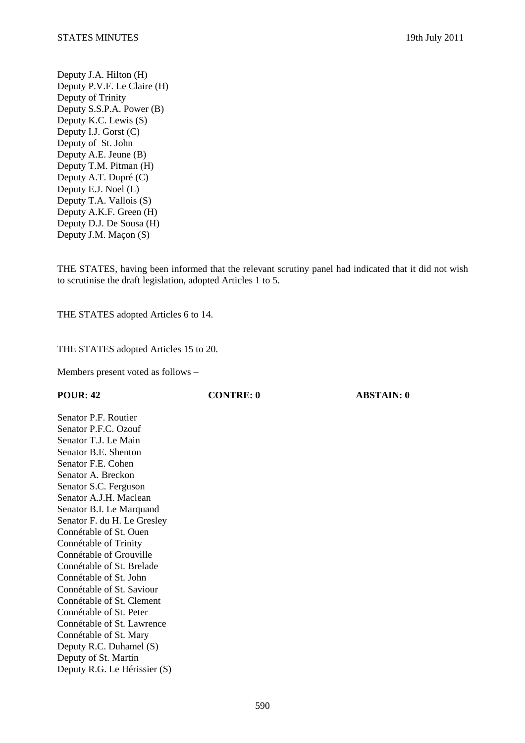Deputy J.A. Hilton (H)
Deputy P.V.F. Le Claire (H)
Deputy of Trinity
Deputy S.S.P.A. Power (B)
Deputy K.C. Lewis (S)
Deputy I.J. Gorst (C)
Deputy of St. John
Deputy A.E. Jeune (B)
Deputy T.M. Pitman (H)
Deputy A.T. Dupré (C)
Deputy E.J. Noel (L)
Deputy T.A. Vallois (S)
Deputy A.K.F. Green (H)
Deputy D.J. De Sousa (H)
Deputy J.M. Maçon (S)

THE STATES, having been informed that the relevant scrutiny panel had indicated that it did not wish to scrutinise the draft legislation, adopted Articles 1 to 5.

THE STATES adopted Articles 6 to 14.

THE STATES adopted Articles 15 to 20.

Members present voted as follows –

| **POUR: 42** | **CONTRE: 0** | **ABSTAIN: 0** |
|---|---|---|

Senator P.F. Routier
Senator P.F.C. Ozouf
Senator T.J. Le Main
Senator B.E. Shenton
Senator F.E. Cohen
Senator A. Breckon
Senator S.C. Ferguson
Senator A.J.H. Maclean
Senator B.I. Le Marquand
Senator F. du H. Le Gresley
Connétable of St. Ouen
Connétable of Trinity
Connétable of Grouville
Connétable of St. Brelade
Connétable of St. John
Connétable of St. Saviour
Connétable of St. Clement
Connétable of St. Peter
Connétable of St. Lawrence
Connétable of St. Mary
Deputy R.C. Duhamel (S)
Deputy of St. Martin
Deputy R.G. Le Hérissier (S)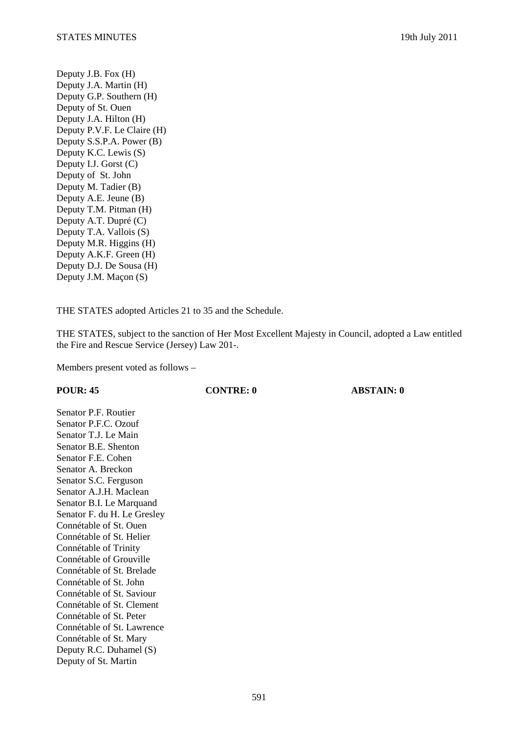Deputy J.B. Fox (H)
Deputy J.A. Martin (H)
Deputy G.P. Southern (H)
Deputy of St. Ouen
Deputy J.A. Hilton (H)
Deputy P.V.F. Le Claire (H)
Deputy S.S.P.A. Power (B)
Deputy K.C. Lewis (S)
Deputy I.J. Gorst (C)
Deputy of St. John
Deputy M. Tadier (B)
Deputy A.E. Jeune (B)
Deputy T.M. Pitman (H)
Deputy A.T. Dupré (C)
Deputy T.A. Vallois (S)
Deputy M.R. Higgins (H)
Deputy A.K.F. Green (H)
Deputy D.J. De Sousa (H)
Deputy J.M. Maçon (S)

THE STATES adopted Articles 21 to 35 and the Schedule.

THE STATES, subject to the sanction of Her Most Excellent Majesty in Council, adopted a Law entitled the Fire and Rescue Service (Jersey) Law 201-.

Members present voted as follows –

| **POUR: 45** | **CONTRE: 0** | **ABSTAIN: 0** |
|---|---|---|

Senator P.F. Routier
Senator P.F.C. Ozouf
Senator T.J. Le Main
Senator B.E. Shenton
Senator F.E. Cohen
Senator A. Breckon
Senator S.C. Ferguson
Senator A.J.H. Maclean
Senator B.I. Le Marquand
Senator F. du H. Le Gresley
Connétable of St. Ouen
Connétable of St. Helier
Connétable of Trinity
Connétable of Grouville
Connétable of St. Brelade
Connétable of St. John
Connétable of St. Saviour
Connétable of St. Clement
Connétable of St. Peter
Connétable of St. Lawrence
Connétable of St. Mary
Deputy R.C. Duhamel (S)
Deputy of St. Martin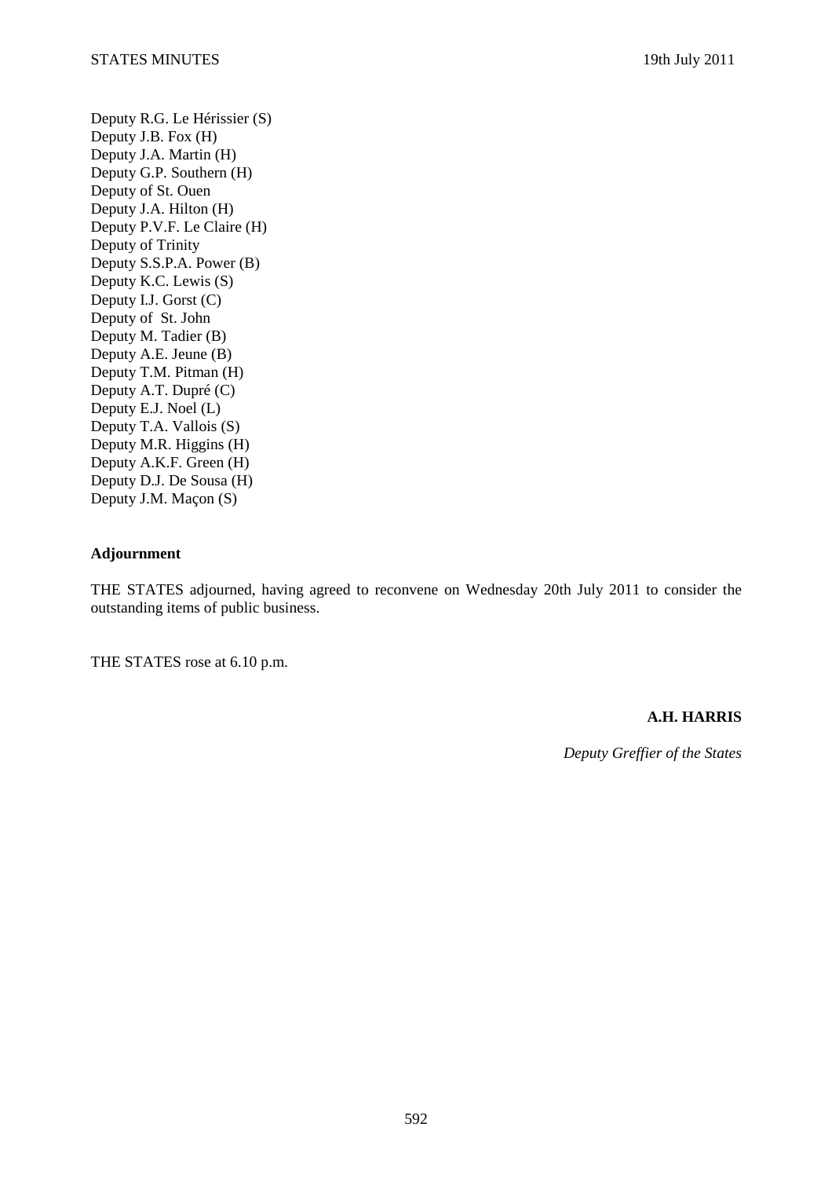Deputy R.G. Le Hérissier (S)
Deputy J.B. Fox (H)
Deputy J.A. Martin (H)
Deputy G.P. Southern (H)
Deputy of St. Ouen
Deputy J.A. Hilton (H)
Deputy P.V.F. Le Claire (H)
Deputy of Trinity
Deputy S.S.P.A. Power (B)
Deputy K.C. Lewis (S)
Deputy I.J. Gorst (C)
Deputy of St. John
Deputy M. Tadier (B)
Deputy A.E. Jeune (B)
Deputy T.M. Pitman (H)
Deputy A.T. Dupré (C)
Deputy E.J. Noel (L)
Deputy T.A. Vallois (S)
Deputy M.R. Higgins (H)
Deputy A.K.F. Green (H)
Deputy D.J. De Sousa (H)
Deputy J.M. Maçon (S)

**Adjournment**

THE STATES adjourned, having agreed to reconvene on Wednesday 20th July 2011 to consider the outstanding items of public business.

THE STATES rose at 6.10 p.m.

**A.H. HARRIS**

*Deputy Greffier of the States*